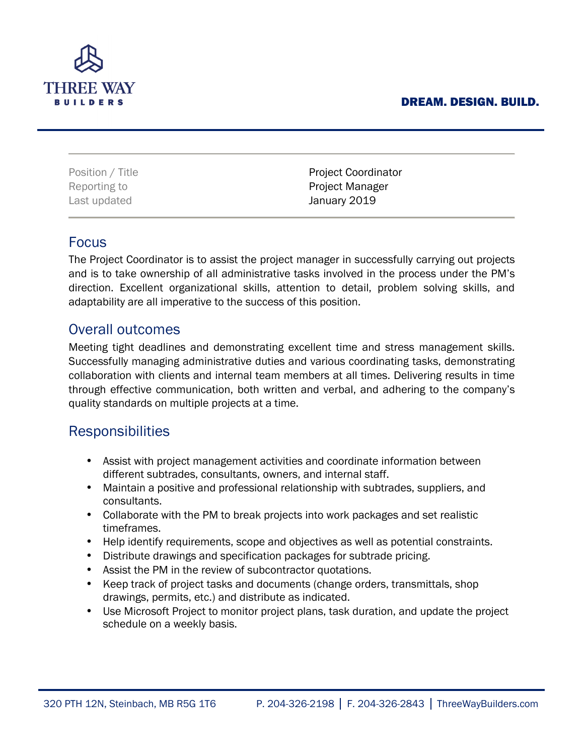THREE WAY
BUILDERS

**DREAM. DESIGN. BUILD.**

| | |
|---|---|
| Position / Title | Project Coordinator |
| Reporting to | Project Manager |
| Last updated | January 2019 |

## Focus

The Project Coordinator is to assist the project manager in successfully carrying out projects and is to take ownership of all administrative tasks involved in the process under the PM's direction. Excellent organizational skills, attention to detail, problem solving skills, and adaptability are all imperative to the success of this position.

## Overall outcomes

Meeting tight deadlines and demonstrating excellent time and stress management skills. Successfully managing administrative duties and various coordinating tasks, demonstrating collaboration with clients and internal team members at all times. Delivering results in time through effective communication, both written and verbal, and adhering to the company's quality standards on multiple projects at a time.

## Responsibilities

- Assist with project management activities and coordinate information between different subtrades, consultants, owners, and internal staff.
- Maintain a positive and professional relationship with subtrades, suppliers, and consultants.
- Collaborate with the PM to break projects into work packages and set realistic timeframes.
- Help identify requirements, scope and objectives as well as potential constraints.
- Distribute drawings and specification packages for subtrade pricing.
- Assist the PM in the review of subcontractor quotations.
- Keep track of project tasks and documents (change orders, transmittals, shop drawings, permits, etc.) and distribute as indicated.
- Use Microsoft Project to monitor project plans, task duration, and update the project schedule on a weekly basis.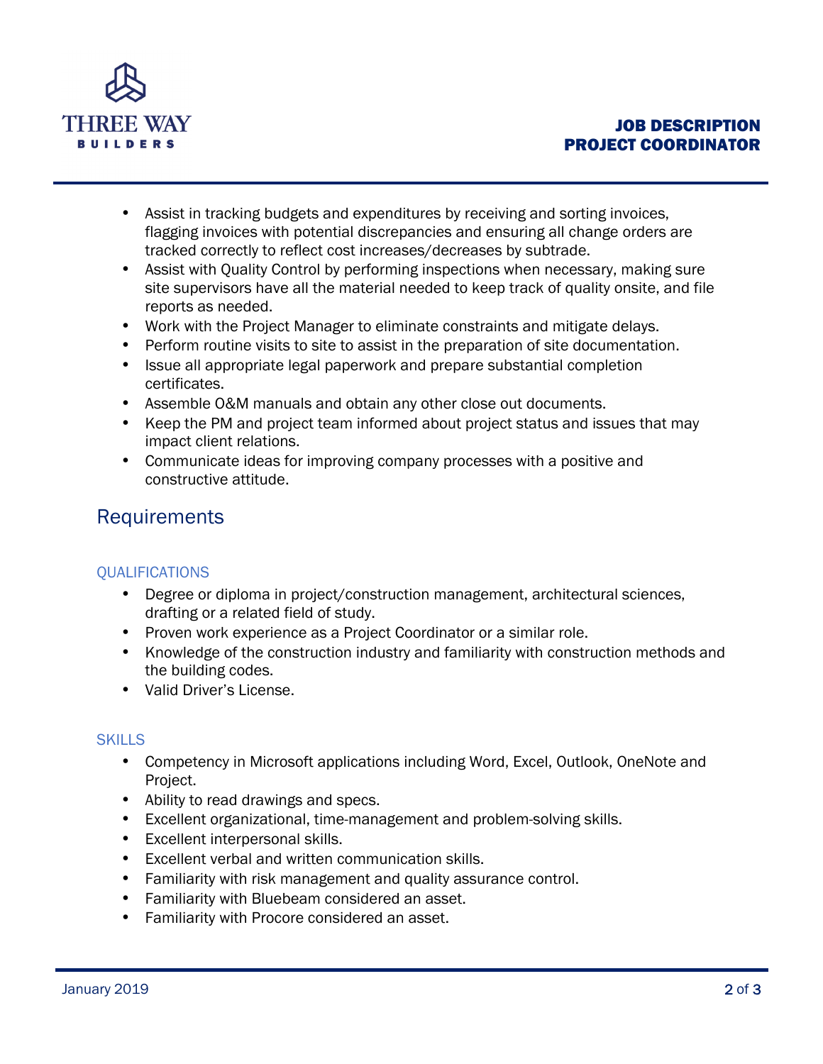- Assist in tracking budgets and expenditures by receiving and sorting invoices, flagging invoices with potential discrepancies and ensuring all change orders are tracked correctly to reflect cost increases/decreases by subtrade.
- Assist with Quality Control by performing inspections when necessary, making sure site supervisors have all the material needed to keep track of quality onsite, and file reports as needed.
- Work with the Project Manager to eliminate constraints and mitigate delays.
- Perform routine visits to site to assist in the preparation of site documentation.
- Issue all appropriate legal paperwork and prepare substantial completion certificates.
- Assemble O&M manuals and obtain any other close out documents.
- Keep the PM and project team informed about project status and issues that may impact client relations.
- Communicate ideas for improving company processes with a positive and constructive attitude.

## Requirements

### QUALIFICATIONS

- Degree or diploma in project/construction management, architectural sciences, drafting or a related field of study.
- Proven work experience as a Project Coordinator or a similar role.
- Knowledge of the construction industry and familiarity with construction methods and the building codes.
- Valid Driver's License.

### SKILLS

- Competency in Microsoft applications including Word, Excel, Outlook, OneNote and Project.
- Ability to read drawings and specs.
- Excellent organizational, time-management and problem-solving skills.
- Excellent interpersonal skills.
- Excellent verbal and written communication skills.
- Familiarity with risk management and quality assurance control.
- Familiarity with Bluebeam considered an asset.
- Familiarity with Procore considered an asset.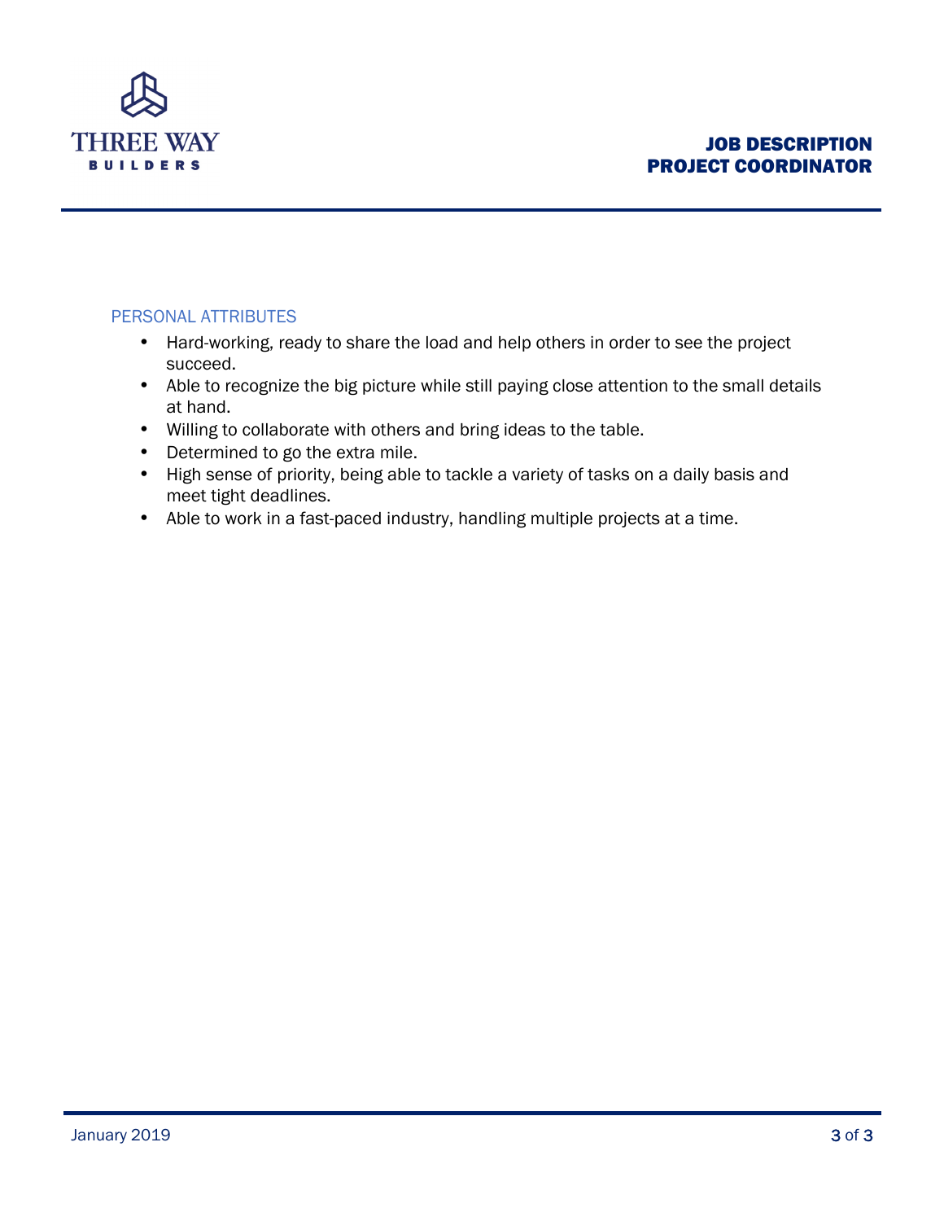## PERSONAL ATTRIBUTES

- Hard-working, ready to share the load and help others in order to see the project succeed.
- Able to recognize the big picture while still paying close attention to the small details at hand.
- Willing to collaborate with others and bring ideas to the table.
- Determined to go the extra mile.
- High sense of priority, being able to tackle a variety of tasks on a daily basis and meet tight deadlines.
- Able to work in a fast-paced industry, handling multiple projects at a time.